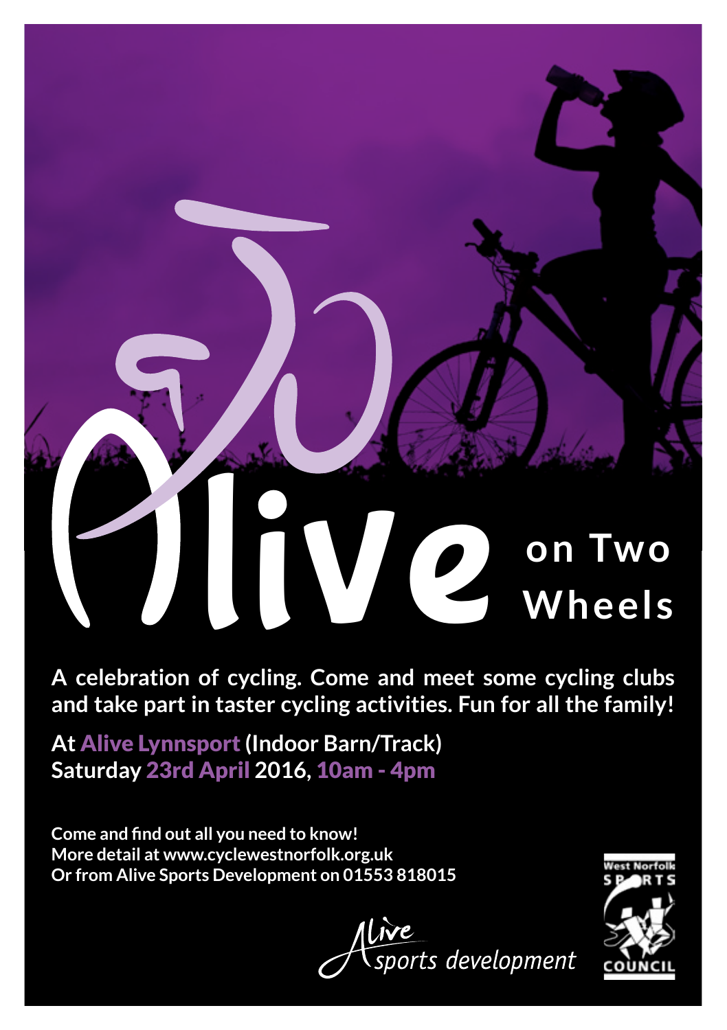# Alive on Two Wheels

**A celebration of cycling. Come and meet some cycling clubs and take part in taster cycling activities. Fun for all the family!**

**At Alive Lynnsport (Indoor Barn/Track)**
**Saturday 23rd April 2016, 10am - 4pm**

**Come and find out all you need to know!**
**More detail at www.cyclewestnorfolk.org.uk**
**Or from Alive Sports Development on 01553 818015**

Alive sports development

West Norfolk Sports Council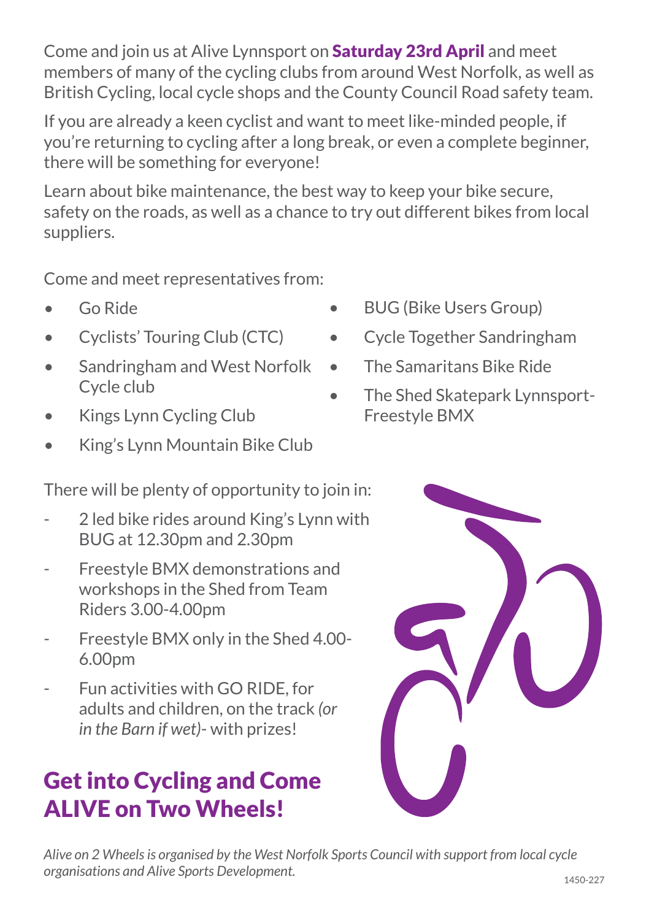Come and join us at Alive Lynnsport on **Saturday 23rd April** and meet members of many of the cycling clubs from around West Norfolk, as well as British Cycling, local cycle shops and the County Council Road safety team.

If you are already a keen cyclist and want to meet like-minded people, if you're returning to cycling after a long break, or even a complete beginner, there will be something for everyone!

Learn about bike maintenance, the best way to keep your bike secure, safety on the roads, as well as a chance to try out different bikes from local suppliers.

Come and meet representatives from:

- Go Ride
- Cyclists' Touring Club (CTC)
- Sandringham and West Norfolk Cycle club
- Kings Lynn Cycling Club
- King's Lynn Mountain Bike Club
- BUG (Bike Users Group)
- Cycle Together Sandringham
- The Samaritans Bike Ride
- The Shed Skatepark Lynnsport- Freestyle BMX

There will be plenty of opportunity to join in:

- 2 led bike rides around King's Lynn with BUG at 12.30pm and 2.30pm
- Freestyle BMX demonstrations and workshops in the Shed from Team Riders 3.00-4.00pm
- Freestyle BMX only in the Shed 4.00-6.00pm
- Fun activities with GO RIDE, for adults and children, on the track *(or in the Barn if wet)*- with prizes!

## Get into Cycling and Come ALIVE on Two Wheels!

*Alive on 2 Wheels is organised by the West Norfolk Sports Council with support from local cycle organisations and Alive Sports Development.*

1450-227